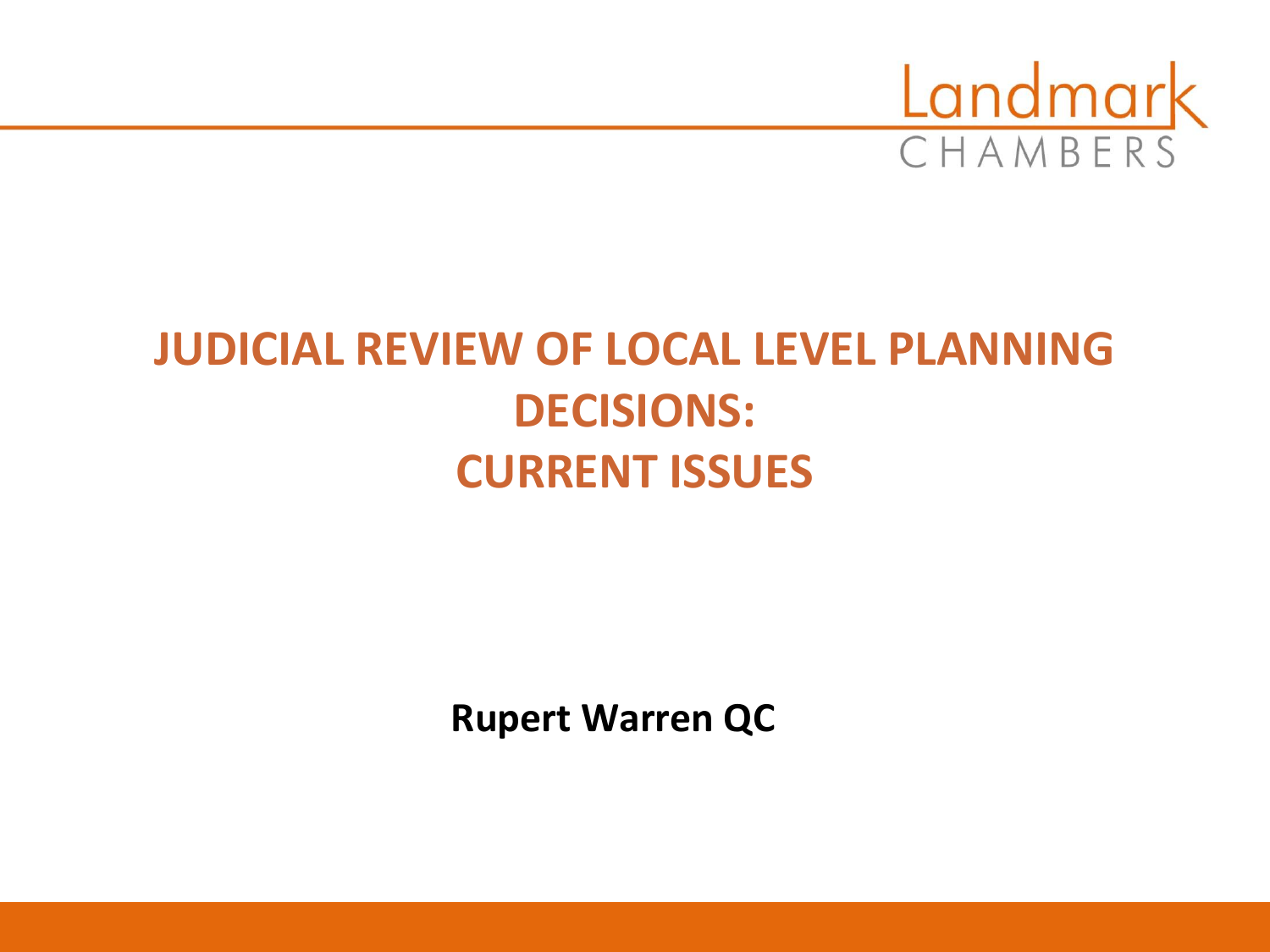Landmark CHAMBERS

# JUDICIAL REVIEW OF LOCAL LEVEL PLANNING DECISIONS: CURRENT ISSUES

**Rupert Warren QC**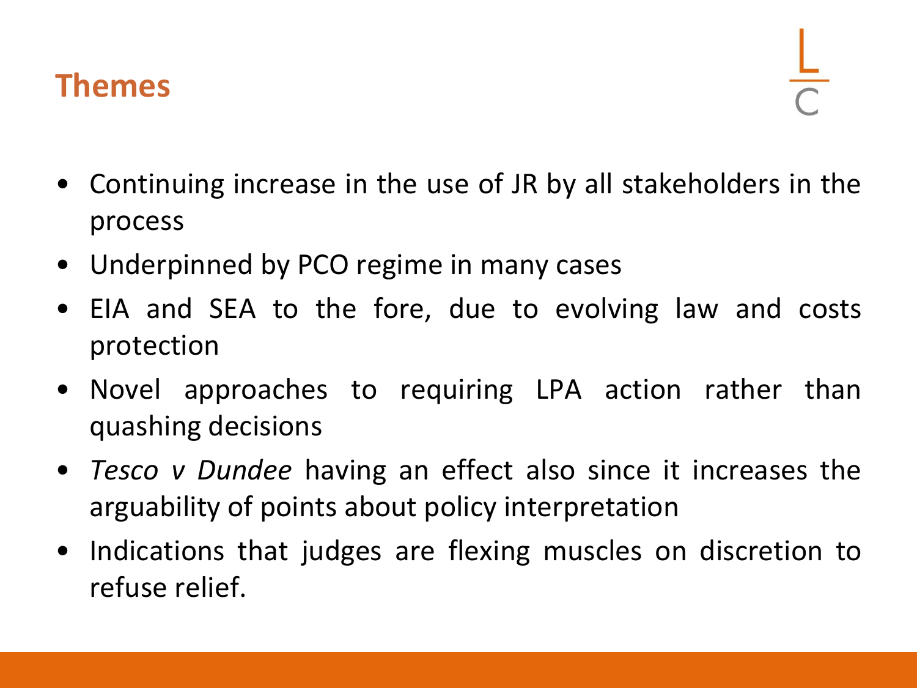## Themes

- Continuing increase in the use of JR by all stakeholders in the process
- Underpinned by PCO regime in many cases
- EIA and SEA to the fore, due to evolving law and costs protection
- Novel approaches to requiring LPA action rather than quashing decisions
- *Tesco v Dundee* having an effect also since it increases the arguability of points about policy interpretation
- Indications that judges are flexing muscles on discretion to refuse relief.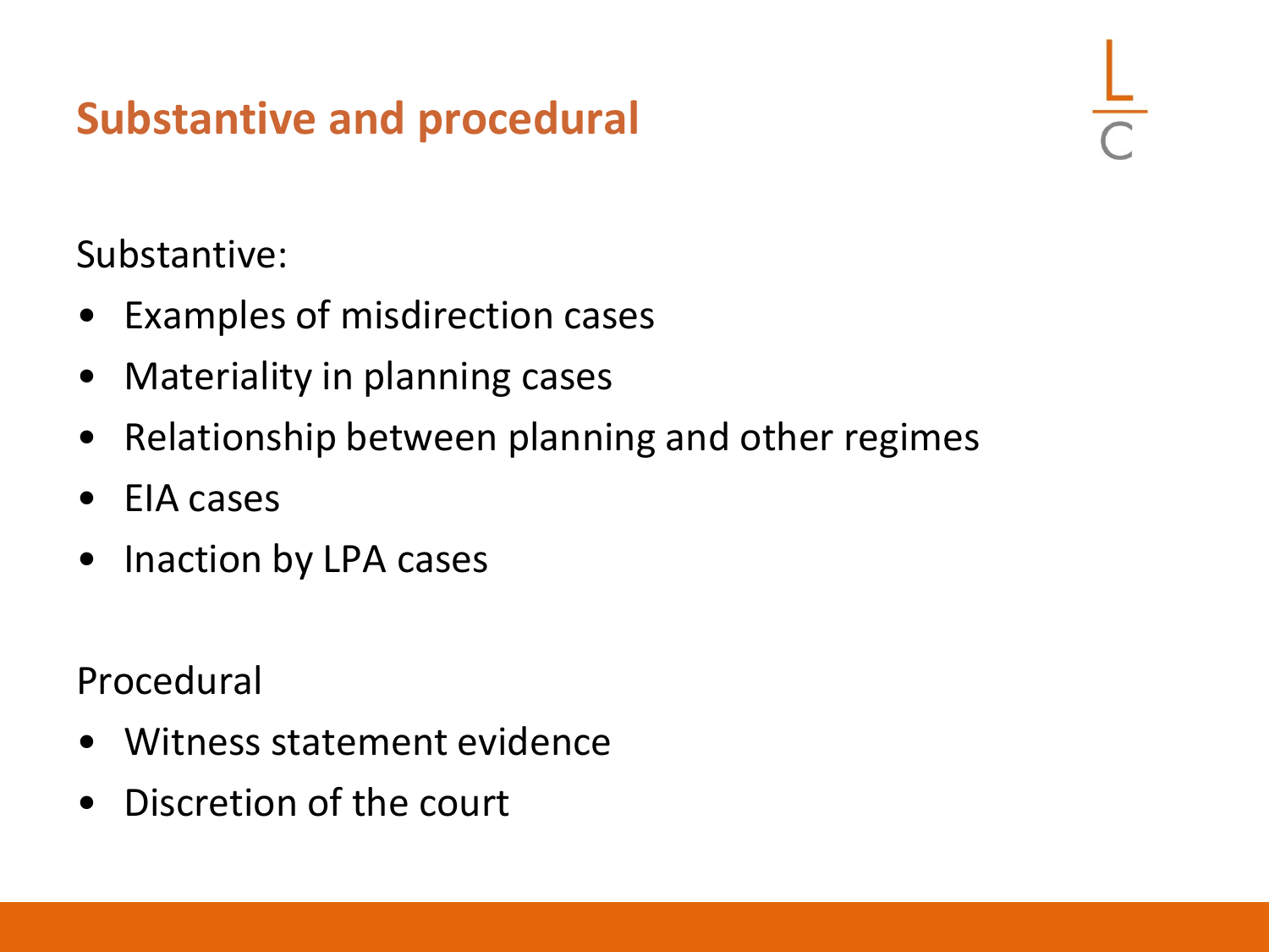## Substantive and procedural

Substantive:

- Examples of misdirection cases
- Materiality in planning cases
- Relationship between planning and other regimes
- EIA cases
- Inaction by LPA cases

Procedural

- Witness statement evidence
- Discretion of the court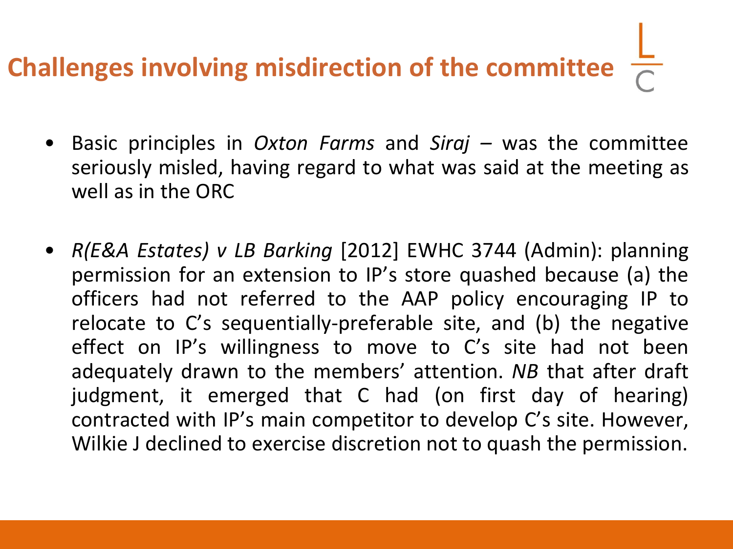## Challenges involving misdirection of the committee

- Basic principles in *Oxton Farms* and *Siraj* – was the committee seriously misled, having regard to what was said at the meeting as well as in the ORC

- *R(E&A Estates) v LB Barking* [2012] EWHC 3744 (Admin): planning permission for an extension to IP's store quashed because (a) the officers had not referred to the AAP policy encouraging IP to relocate to C's sequentially-preferable site, and (b) the negative effect on IP's willingness to move to C's site had not been adequately drawn to the members' attention. *NB* that after draft judgment, it emerged that C had (on first day of hearing) contracted with IP's main competitor to develop C's site. However, Wilkie J declined to exercise discretion not to quash the permission.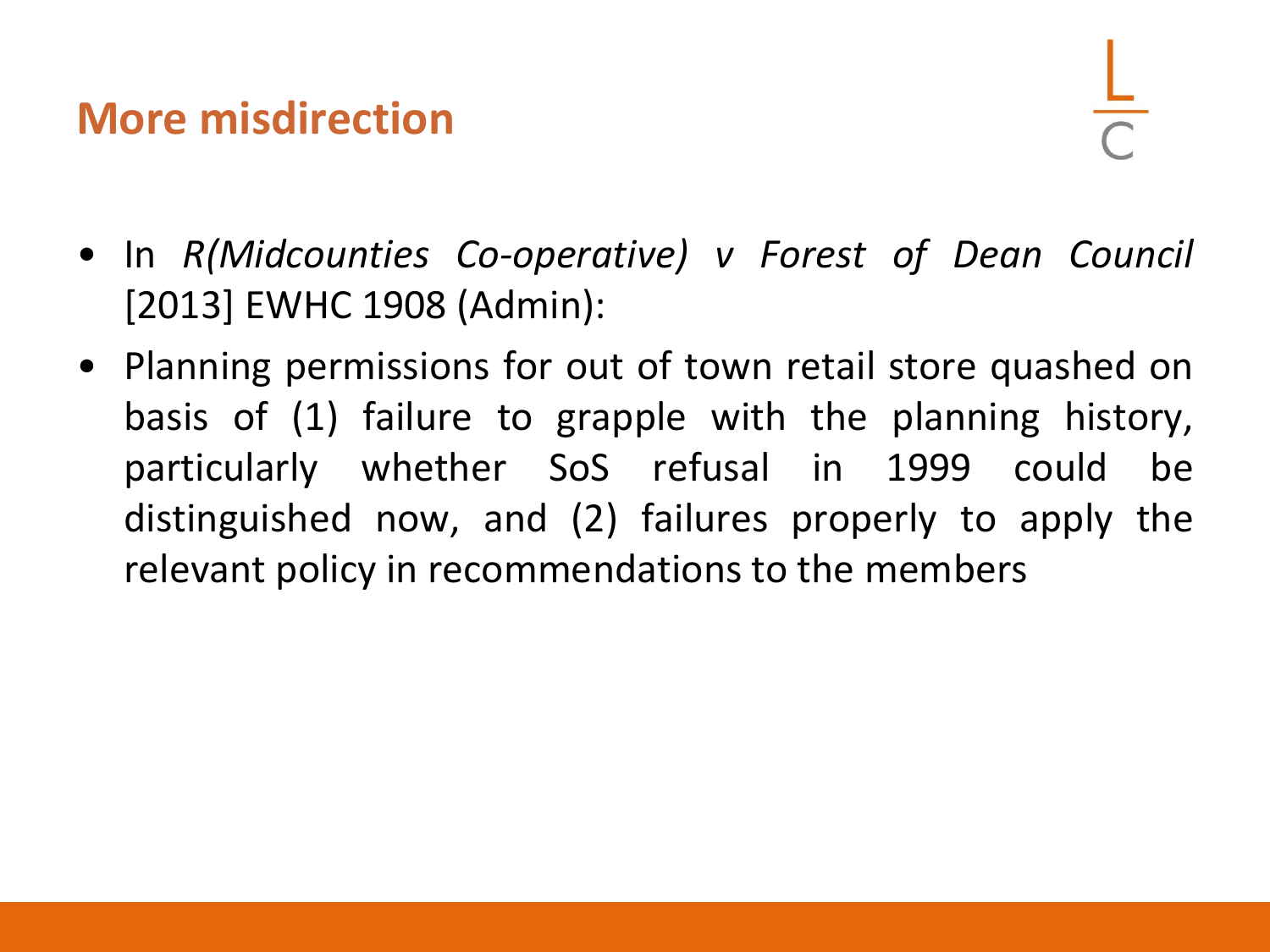## More misdirection

- In *R(Midcounties Co-operative) v Forest of Dean Council* [2013] EWHC 1908 (Admin):
- Planning permissions for out of town retail store quashed on basis of (1) failure to grapple with the planning history, particularly whether SoS refusal in 1999 could be distinguished now, and (2) failures properly to apply the relevant policy in recommendations to the members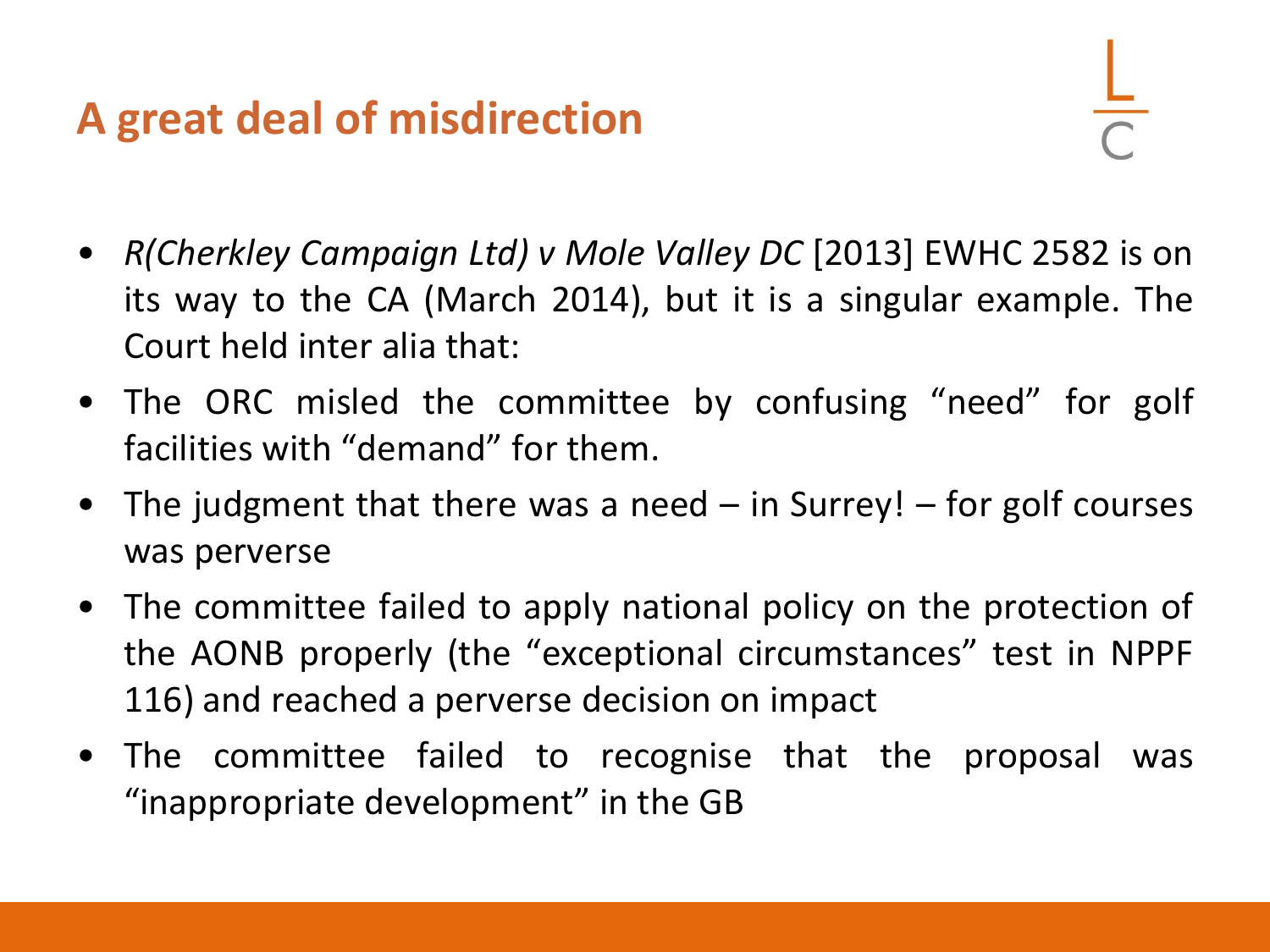## A great deal of misdirection

- *R(Cherkley Campaign Ltd) v Mole Valley DC* [2013] EWHC 2582 is on its way to the CA (March 2014), but it is a singular example. The Court held inter alia that:
- The ORC misled the committee by confusing "need" for golf facilities with "demand" for them.
- The judgment that there was a need – in Surrey! – for golf courses was perverse
- The committee failed to apply national policy on the protection of the AONB properly (the "exceptional circumstances" test in NPPF 116) and reached a perverse decision on impact
- The committee failed to recognise that the proposal was "inappropriate development" in the GB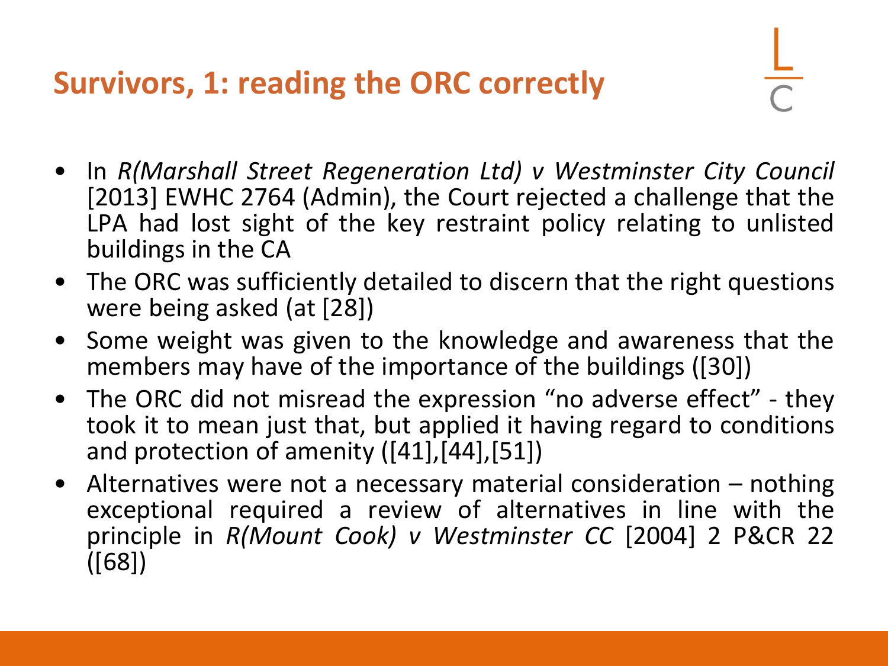## Survivors, 1: reading the ORC correctly

- In *R(Marshall Street Regeneration Ltd) v Westminster City Council* [2013] EWHC 2764 (Admin), the Court rejected a challenge that the LPA had lost sight of the key restraint policy relating to unlisted buildings in the CA
- The ORC was sufficiently detailed to discern that the right questions were being asked (at [28])
- Some weight was given to the knowledge and awareness that the members may have of the importance of the buildings ([30])
- The ORC did not misread the expression "no adverse effect" - they took it to mean just that, but applied it having regard to conditions and protection of amenity ([41],[44],[51])
- Alternatives were not a necessary material consideration – nothing exceptional required a review of alternatives in line with the principle in *R(Mount Cook) v Westminster CC* [2004] 2 P&CR 22 ([68])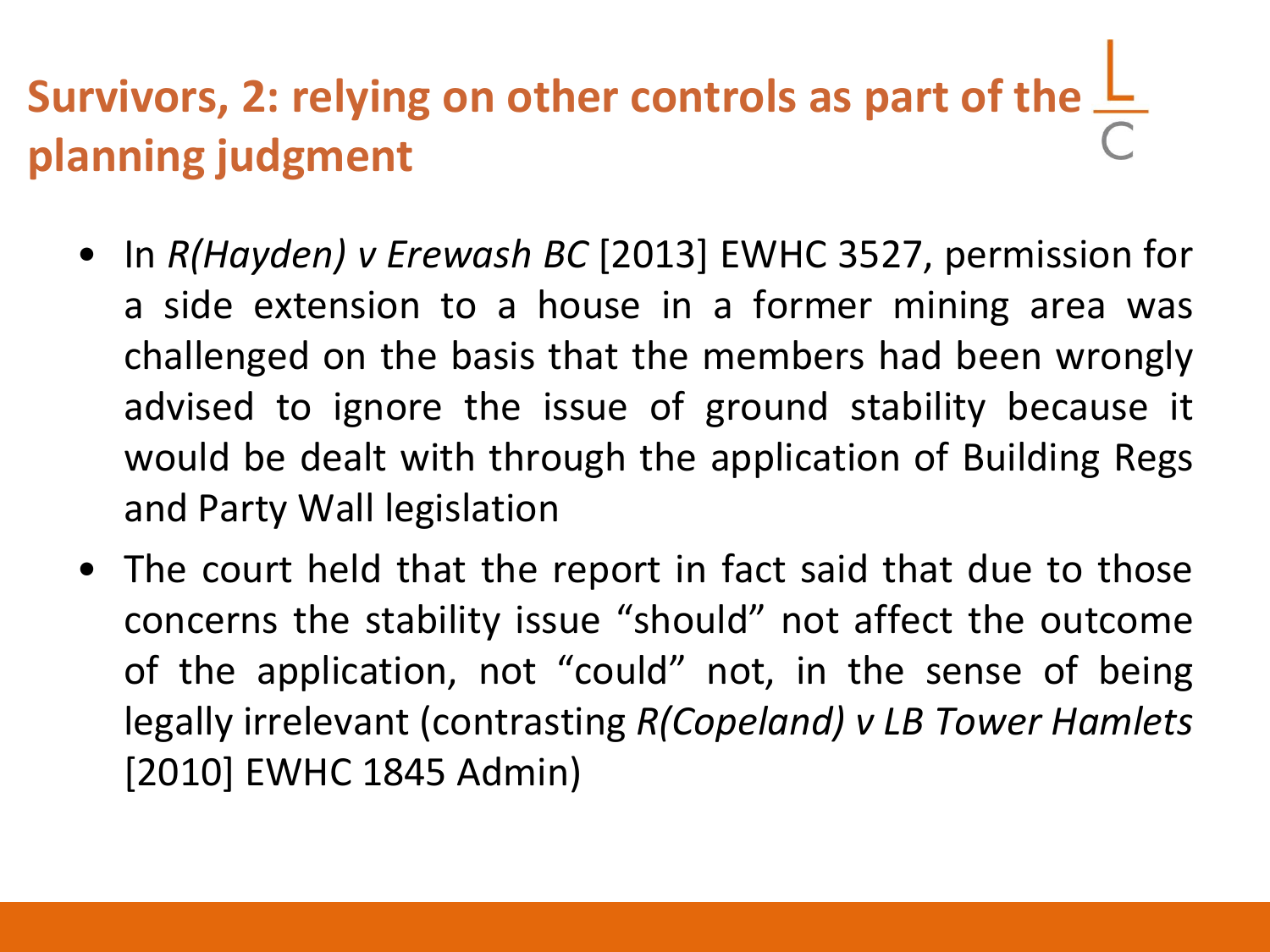# Survivors, 2: relying on other controls as part of the planning judgment

- In *R(Hayden) v Erewash BC* [2013] EWHC 3527, permission for a side extension to a house in a former mining area was challenged on the basis that the members had been wrongly advised to ignore the issue of ground stability because it would be dealt with through the application of Building Regs and Party Wall legislation
- The court held that the report in fact said that due to those concerns the stability issue "should" not affect the outcome of the application, not "could" not, in the sense of being legally irrelevant (contrasting *R(Copeland) v LB Tower Hamlets* [2010] EWHC 1845 Admin)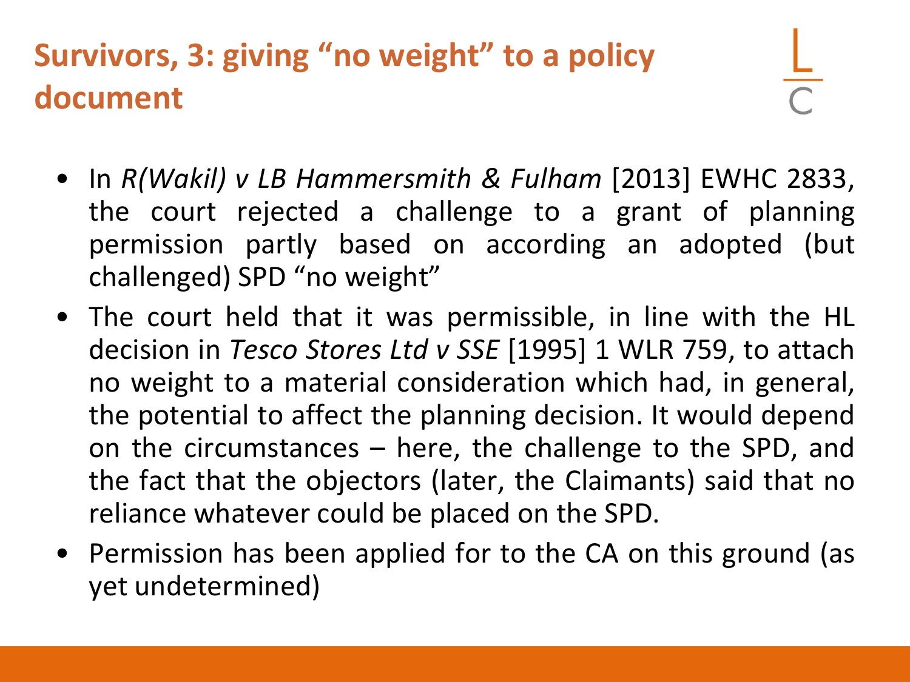## Survivors, 3: giving "no weight" to a policy document

- In *R(Wakil) v LB Hammersmith & Fulham* [2013] EWHC 2833, the court rejected a challenge to a grant of planning permission partly based on according an adopted (but challenged) SPD "no weight"
- The court held that it was permissible, in line with the HL decision in *Tesco Stores Ltd v SSE* [1995] 1 WLR 759, to attach no weight to a material consideration which had, in general, the potential to affect the planning decision. It would depend on the circumstances – here, the challenge to the SPD, and the fact that the objectors (later, the Claimants) said that no reliance whatever could be placed on the SPD.
- Permission has been applied for to the CA on this ground (as yet undetermined)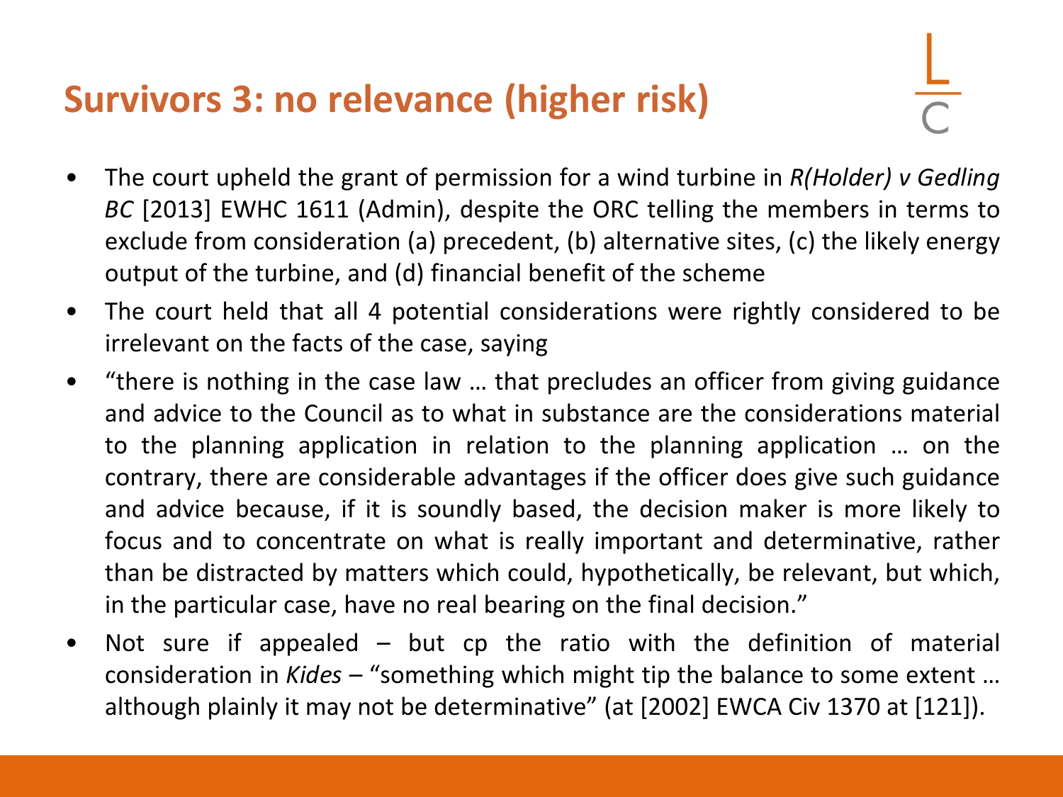## Survivors 3: no relevance (higher risk)

- The court upheld the grant of permission for a wind turbine in *R(Holder) v Gedling BC* [2013] EWHC 1611 (Admin), despite the ORC telling the members in terms to exclude from consideration (a) precedent, (b) alternative sites, (c) the likely energy output of the turbine, and (d) financial benefit of the scheme
- The court held that all 4 potential considerations were rightly considered to be irrelevant on the facts of the case, saying
- "there is nothing in the case law … that precludes an officer from giving guidance and advice to the Council as to what in substance are the considerations material to the planning application in relation to the planning application … on the contrary, there are considerable advantages if the officer does give such guidance and advice because, if it is soundly based, the decision maker is more likely to focus and to concentrate on what is really important and determinative, rather than be distracted by matters which could, hypothetically, be relevant, but which, in the particular case, have no real bearing on the final decision."
- Not sure if appealed – but cp the ratio with the definition of material consideration in *Kides* – "something which might tip the balance to some extent … although plainly it may not be determinative" (at [2002] EWCA Civ 1370 at [121]).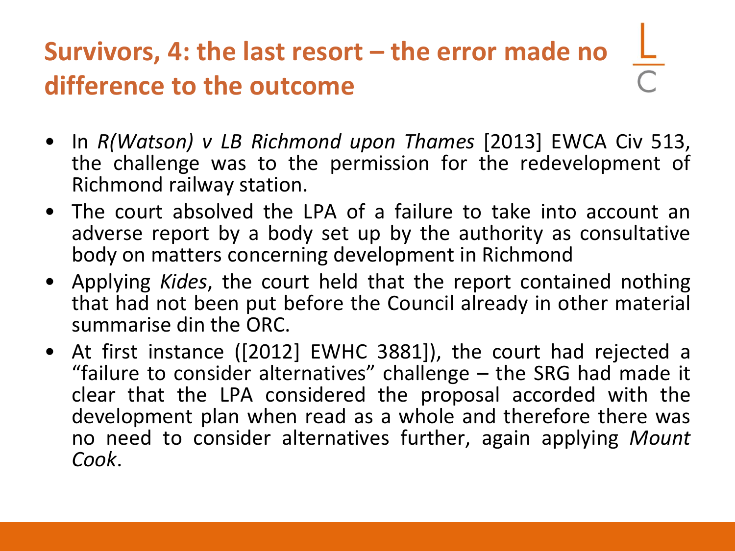## Survivors, 4: the last resort – the error made no difference to the outcome

- In *R(Watson) v LB Richmond upon Thames* [2013] EWCA Civ 513, the challenge was to the permission for the redevelopment of Richmond railway station.
- The court absolved the LPA of a failure to take into account an adverse report by a body set up by the authority as consultative body on matters concerning development in Richmond
- Applying *Kides*, the court held that the report contained nothing that had not been put before the Council already in other material summarise din the ORC.
- At first instance ([2012] EWHC 3881]), the court had rejected a "failure to consider alternatives" challenge – the SRG had made it clear that the LPA considered the proposal accorded with the development plan when read as a whole and therefore there was no need to consider alternatives further, again applying *Mount Cook*.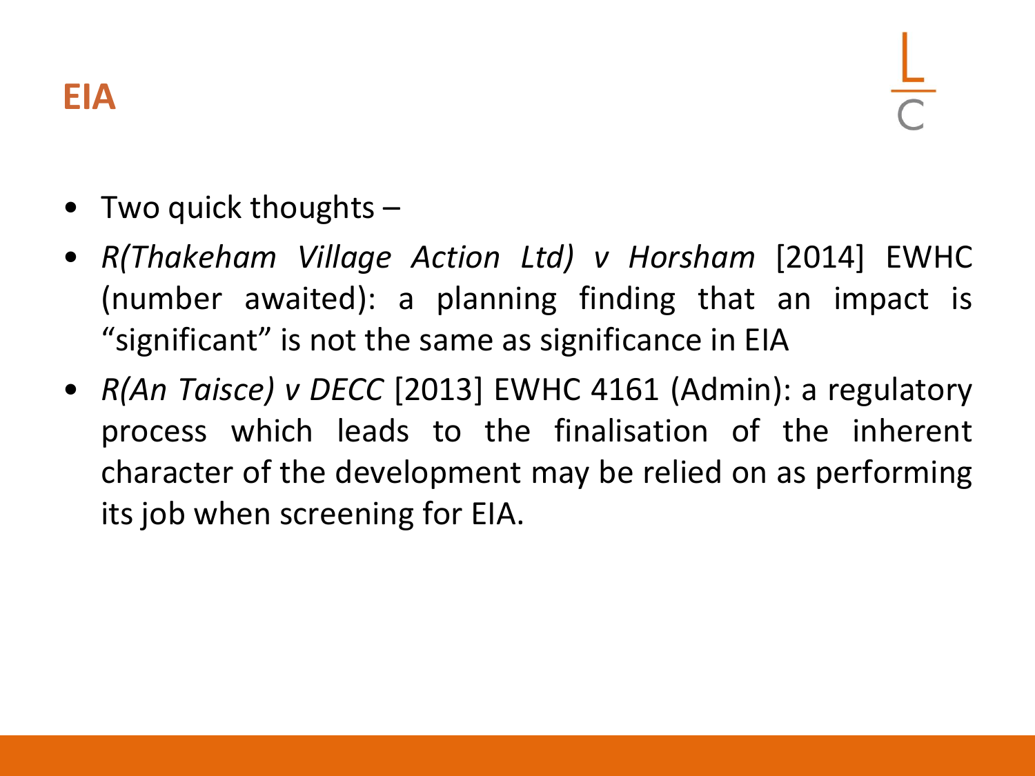# EIA

- Two quick thoughts –
- *R(Thakeham Village Action Ltd) v Horsham* [2014] EWHC (number awaited): a planning finding that an impact is “significant” is not the same as significance in EIA
- *R(An Taisce) v DECC* [2013] EWHC 4161 (Admin): a regulatory process which leads to the finalisation of the inherent character of the development may be relied on as performing its job when screening for EIA.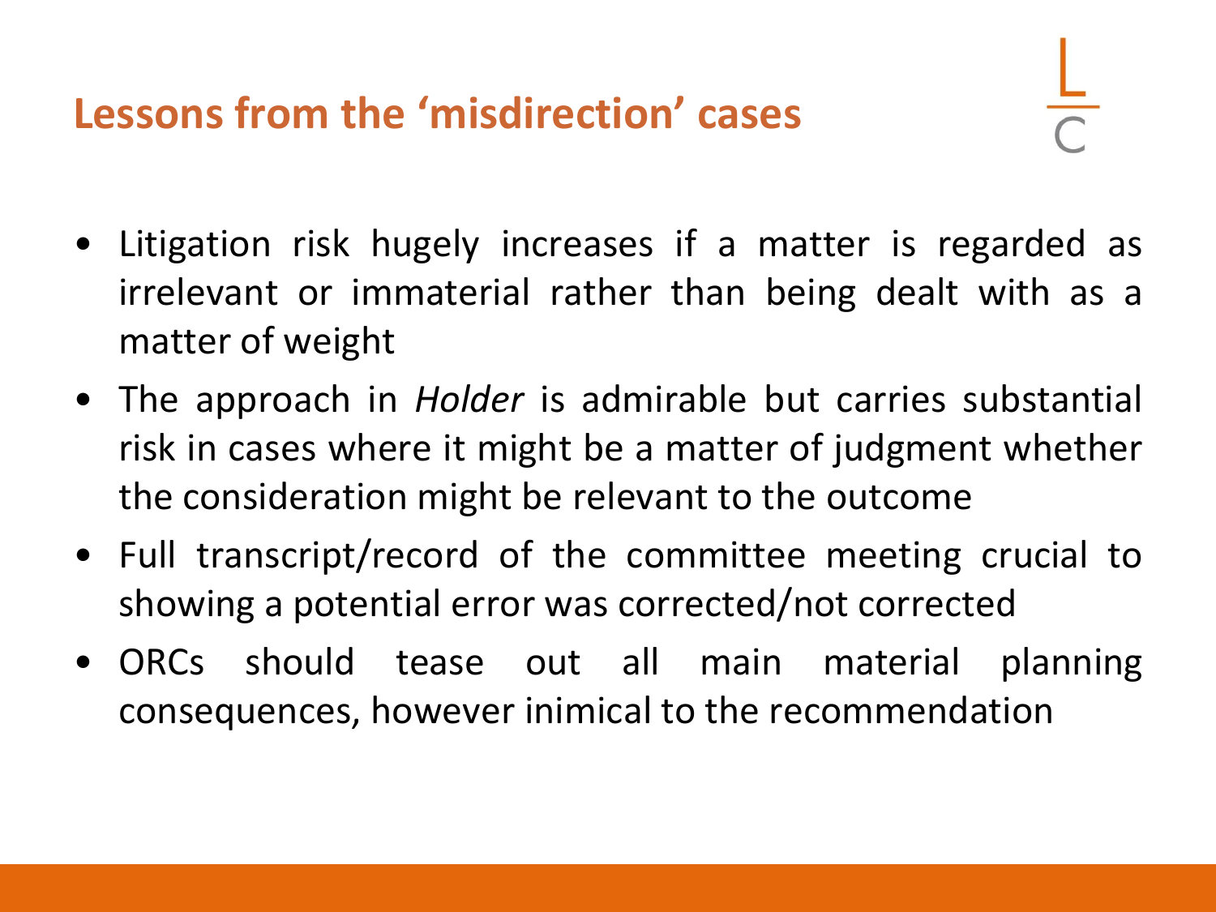## Lessons from the 'misdirection' cases

- Litigation risk hugely increases if a matter is regarded as irrelevant or immaterial rather than being dealt with as a matter of weight
- The approach in *Holder* is admirable but carries substantial risk in cases where it might be a matter of judgment whether the consideration might be relevant to the outcome
- Full transcript/record of the committee meeting crucial to showing a potential error was corrected/not corrected
- ORCs should tease out all main material planning consequences, however inimical to the recommendation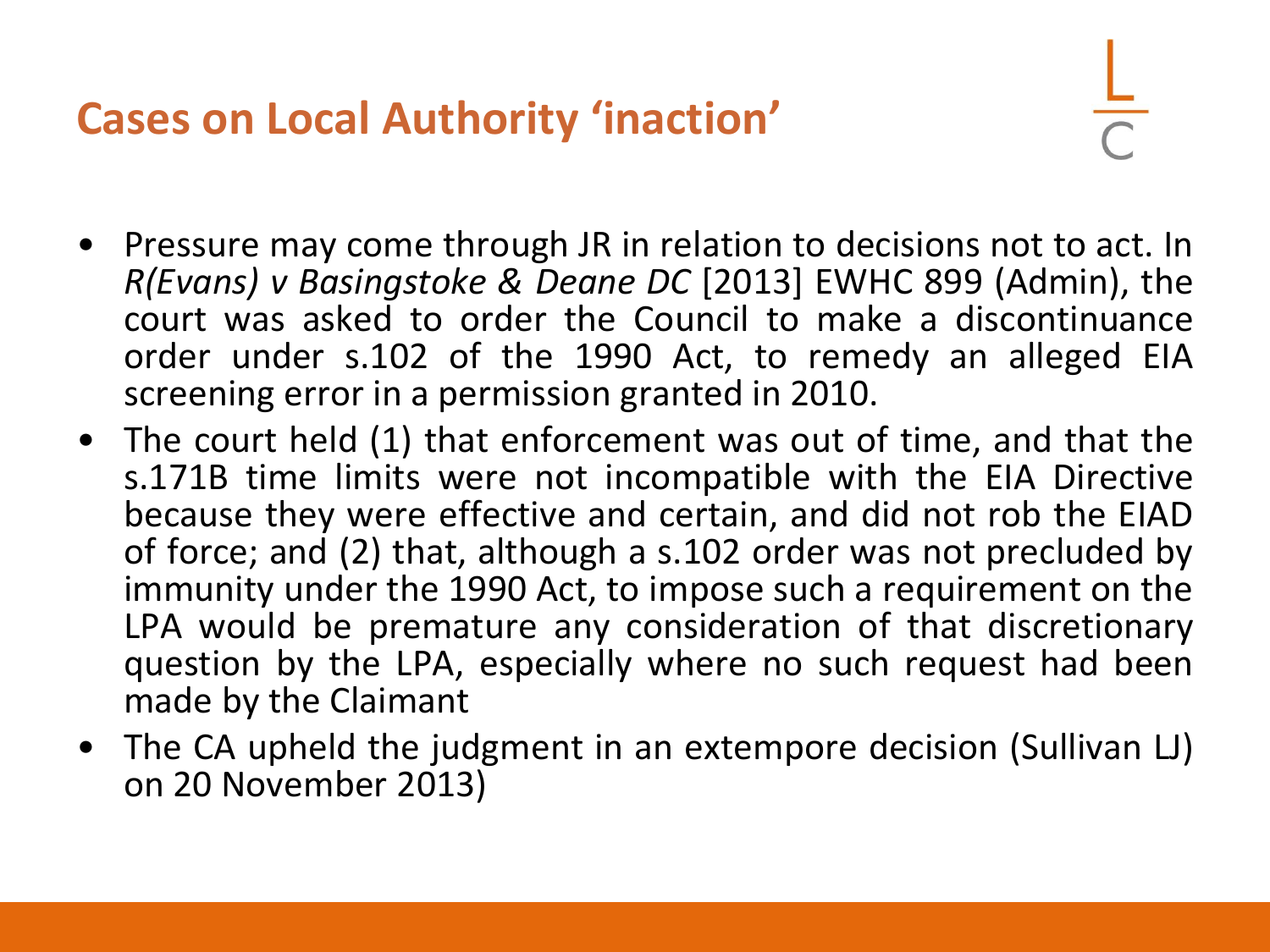## Cases on Local Authority 'inaction'

- Pressure may come through JR in relation to decisions not to act. In *R(Evans) v Basingstoke & Deane DC* [2013] EWHC 899 (Admin), the court was asked to order the Council to make a discontinuance order under s.102 of the 1990 Act, to remedy an alleged EIA screening error in a permission granted in 2010.
- The court held (1) that enforcement was out of time, and that the s.171B time limits were not incompatible with the EIA Directive because they were effective and certain, and did not rob the EIAD of force; and (2) that, although a s.102 order was not precluded by immunity under the 1990 Act, to impose such a requirement on the LPA would be premature any consideration of that discretionary question by the LPA, especially where no such request had been made by the Claimant
- The CA upheld the judgment in an extempore decision (Sullivan LJ) on 20 November 2013)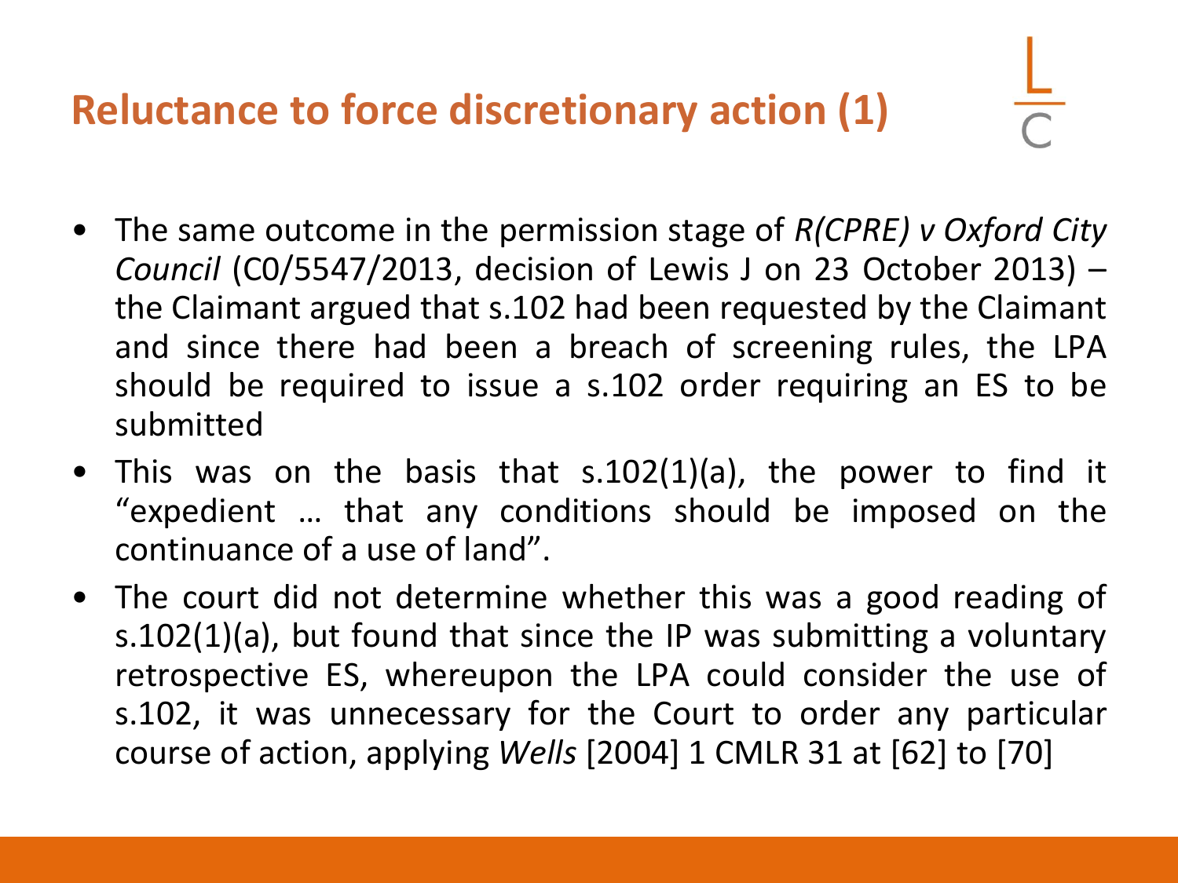# Reluctance to force discretionary action (1)

- The same outcome in the permission stage of *R(CPRE) v Oxford City Council* (C0/5547/2013, decision of Lewis J on 23 October 2013) – the Claimant argued that s.102 had been requested by the Claimant and since there had been a breach of screening rules, the LPA should be required to issue a s.102 order requiring an ES to be submitted
- This was on the basis that s.102(1)(a), the power to find it "expedient … that any conditions should be imposed on the continuance of a use of land".
- The court did not determine whether this was a good reading of s.102(1)(a), but found that since the IP was submitting a voluntary retrospective ES, whereupon the LPA could consider the use of s.102, it was unnecessary for the Court to order any particular course of action, applying *Wells* [2004] 1 CMLR 31 at [62] to [70]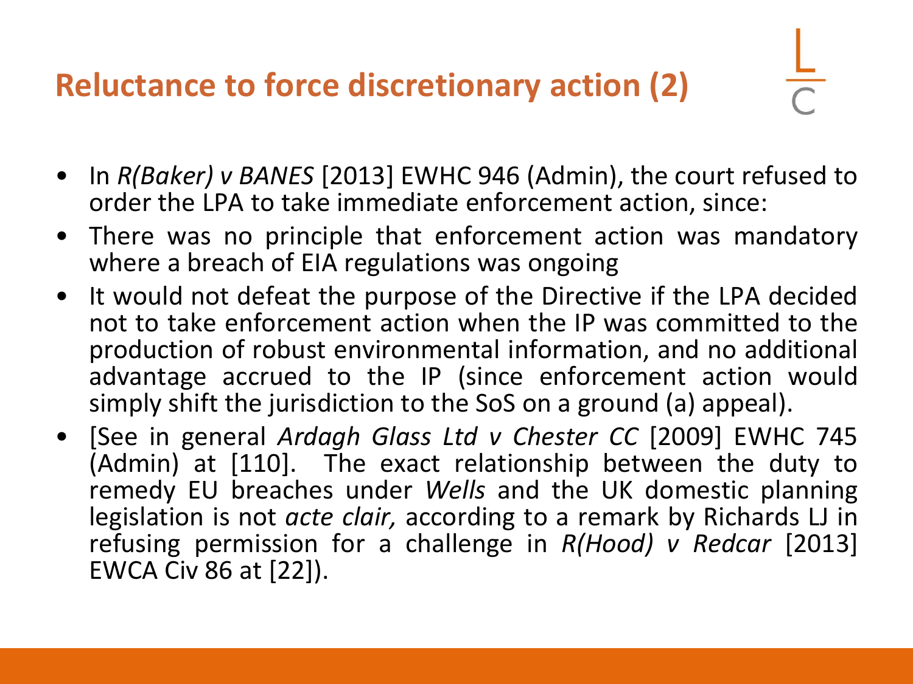# Reluctance to force discretionary action (2)

- In *R(Baker) v BANES* [2013] EWHC 946 (Admin), the court refused to order the LPA to take immediate enforcement action, since:
- There was no principle that enforcement action was mandatory where a breach of EIA regulations was ongoing
- It would not defeat the purpose of the Directive if the LPA decided not to take enforcement action when the IP was committed to the production of robust environmental information, and no additional advantage accrued to the IP (since enforcement action would simply shift the jurisdiction to the SoS on a ground (a) appeal).
- [See in general *Ardagh Glass Ltd v Chester CC* [2009] EWHC 745 (Admin) at [110]. The exact relationship between the duty to remedy EU breaches under *Wells* and the UK domestic planning legislation is not *acte clair,* according to a remark by Richards LJ in refusing permission for a challenge in *R(Hood) v Redcar* [2013] EWCA Civ 86 at [22]).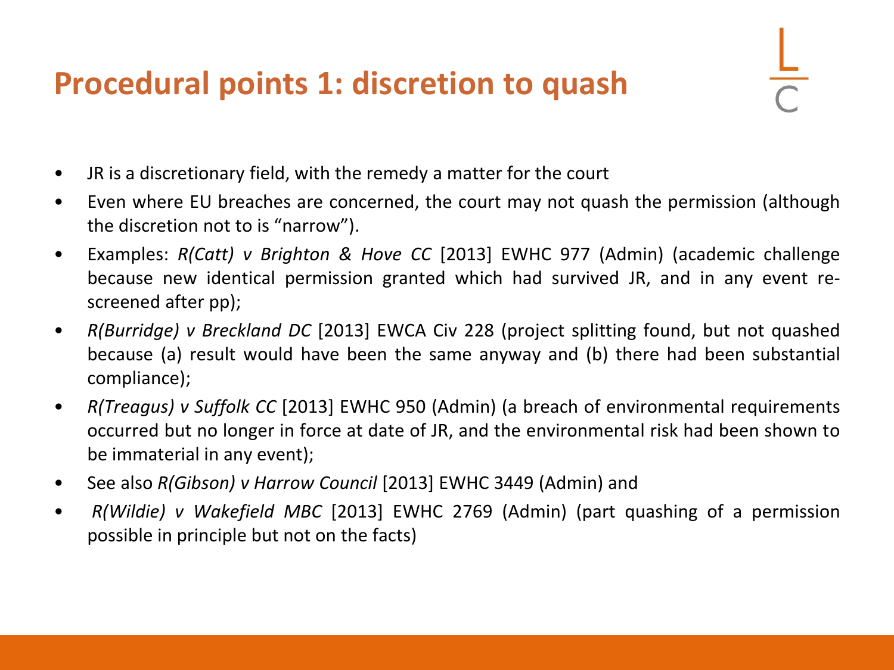# Procedural points 1: discretion to quash

- JR is a discretionary field, with the remedy a matter for the court
- Even where EU breaches are concerned, the court may not quash the permission (although the discretion not to is "narrow").
- Examples: *R(Catt) v Brighton & Hove CC* [2013] EWHC 977 (Admin) (academic challenge because new identical permission granted which had survived JR, and in any event re-screened after pp);
- *R(Burridge) v Breckland DC* [2013] EWCA Civ 228 (project splitting found, but not quashed because (a) result would have been the same anyway and (b) there had been substantial compliance);
- *R(Treagus) v Suffolk CC* [2013] EWHC 950 (Admin) (a breach of environmental requirements occurred but no longer in force at date of JR, and the environmental risk had been shown to be immaterial in any event);
- See also *R(Gibson) v Harrow Council* [2013] EWHC 3449 (Admin) and
- *R(Wildie) v Wakefield MBC* [2013] EWHC 2769 (Admin) (part quashing of a permission possible in principle but not on the facts)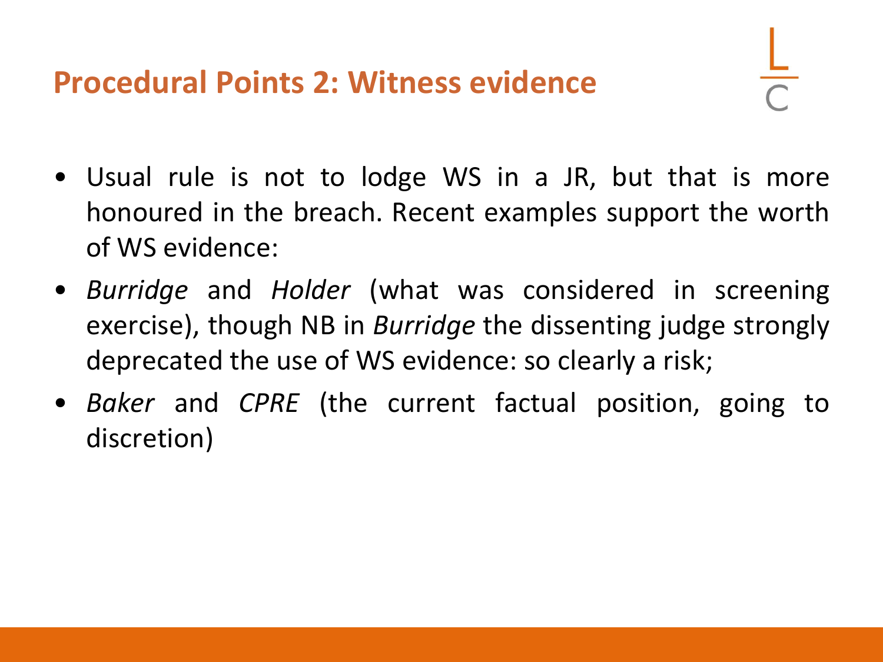## Procedural Points 2: Witness evidence

- Usual rule is not to lodge WS in a JR, but that is more honoured in the breach. Recent examples support the worth of WS evidence:
- *Burridge* and *Holder* (what was considered in screening exercise), though NB in *Burridge* the dissenting judge strongly deprecated the use of WS evidence: so clearly a risk;
- *Baker* and *CPRE* (the current factual position, going to discretion)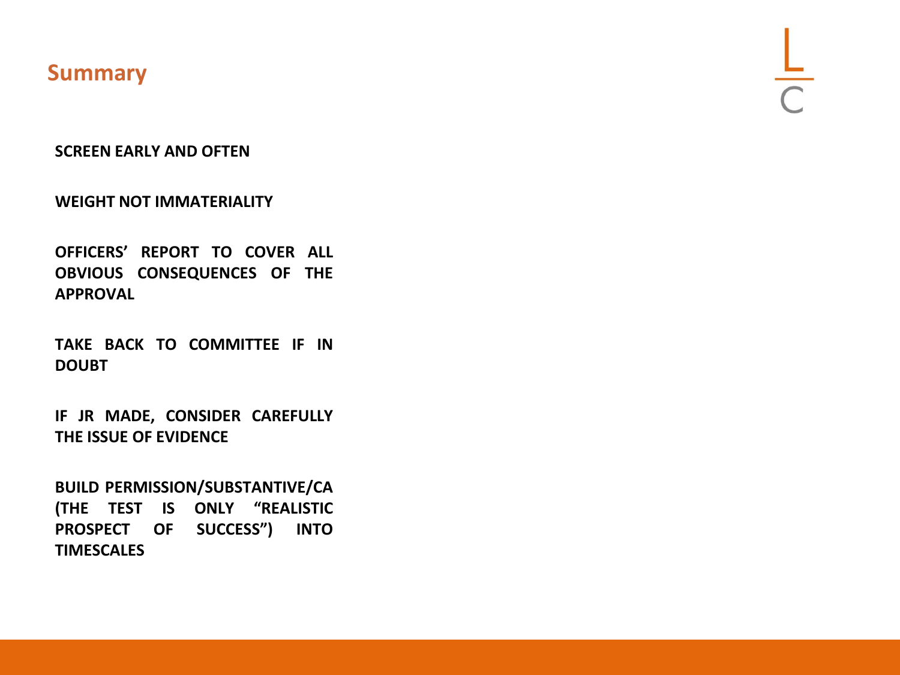## Summary

**SCREEN EARLY AND OFTEN**

**WEIGHT NOT IMMATERIALITY**

**OFFICERS' REPORT TO COVER ALL OBVIOUS CONSEQUENCES OF THE APPROVAL**

**TAKE BACK TO COMMITTEE IF IN DOUBT**

**IF JR MADE, CONSIDER CAREFULLY THE ISSUE OF EVIDENCE**

**BUILD PERMISSION/SUBSTANTIVE/CA (THE TEST IS ONLY "REALISTIC PROSPECT OF SUCCESS") INTO TIMESCALES**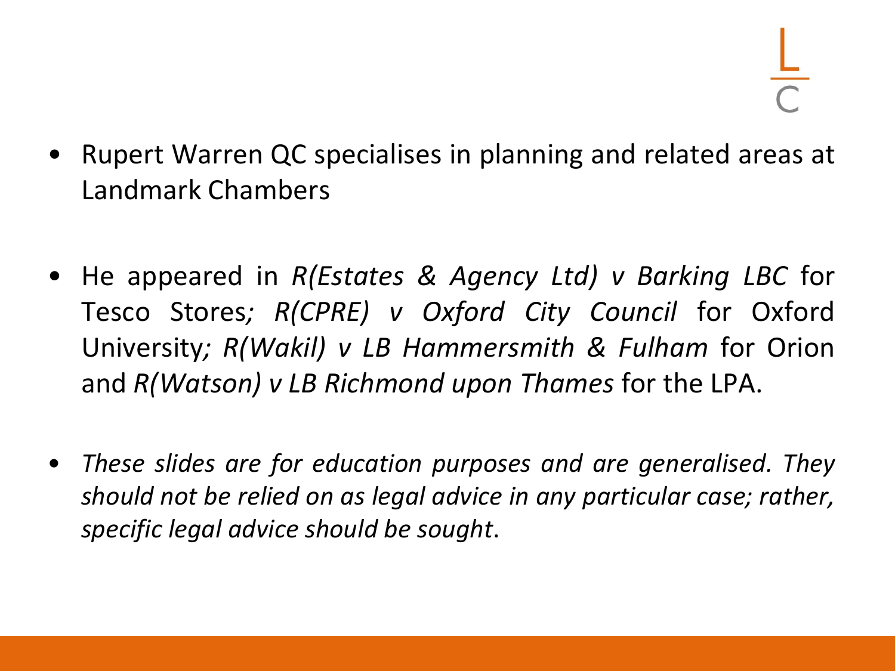- Rupert Warren QC specialises in planning and related areas at Landmark Chambers

- He appeared in *R(Estates & Agency Ltd) v Barking LBC* for Tesco Stores*; R(CPRE) v Oxford City Council* for Oxford University*; R(Wakil) v LB Hammersmith & Fulham* for Orion and *R(Watson) v LB Richmond upon Thames* for the LPA.

- *These slides are for education purposes and are generalised. They should not be relied on as legal advice in any particular case; rather, specific legal advice should be sought*.